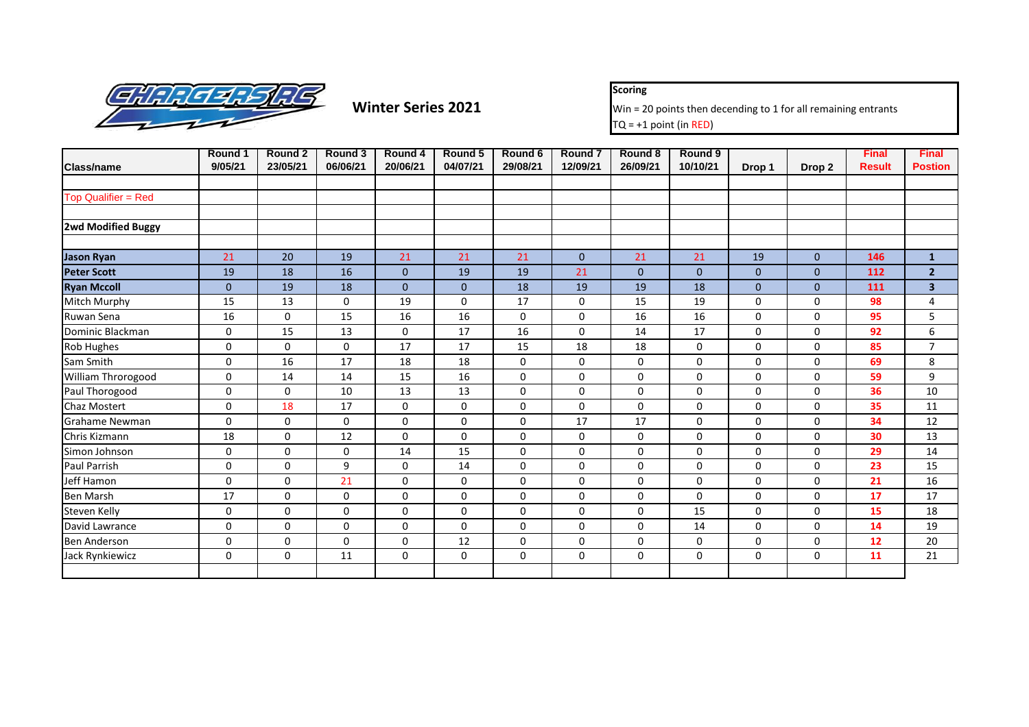# Winter Series 2021

**Scoring**

Win = 20 points then decending to 1 for all remaining entrants

TQ = +1 point (in RED)

| Class/name | Round 1 9/05/21 | Round 2 23/05/21 | Round 3 06/06/21 | Round 4 20/06/21 | Round 5 04/07/21 | Round 6 29/08/21 | Round 7 12/09/21 | Round 8 26/09/21 | Round 9 10/10/21 | Drop 1 | Drop 2 | Final Result | Final Postion |
|---|---|---|---|---|---|---|---|---|---|---|---|---|---|
| | | | | | | | | | | | | | |
| Top Qualifier = Red | | | | | | | | | | | | | |
| | | | | | | | | | | | | | |
| **2wd Modified Buggy** | | | | | | | | | | | | | |
| | | | | | | | | | | | | | |
| **Jason Ryan** | 21 | 20 | 19 | 21 | 21 | 21 | 0 | 21 | 21 | 19 | 0 | **146** | **1** |
| **Peter Scott** | 19 | 18 | 16 | 0 | 19 | 19 | 21 | 0 | 0 | 0 | 0 | **112** | **2** |
| **Ryan Mccoll** | 0 | 19 | 18 | 0 | 0 | 18 | 19 | 19 | 18 | 0 | 0 | **111** | **3** |
| Mitch Murphy | 15 | 13 | 0 | 19 | 0 | 17 | 0 | 15 | 19 | 0 | 0 | **98** | 4 |
| Ruwan Sena | 16 | 0 | 15 | 16 | 16 | 0 | 0 | 16 | 16 | 0 | 0 | **95** | 5 |
| Dominic Blackman | 0 | 15 | 13 | 0 | 17 | 16 | 0 | 14 | 17 | 0 | 0 | **92** | 6 |
| Rob Hughes | 0 | 0 | 0 | 17 | 17 | 15 | 18 | 18 | 0 | 0 | 0 | **85** | 7 |
| Sam Smith | 0 | 16 | 17 | 18 | 18 | 0 | 0 | 0 | 0 | 0 | 0 | **69** | 8 |
| William Throrogood | 0 | 14 | 14 | 15 | 16 | 0 | 0 | 0 | 0 | 0 | 0 | **59** | 9 |
| Paul Thorogood | 0 | 0 | 10 | 13 | 13 | 0 | 0 | 0 | 0 | 0 | 0 | **36** | 10 |
| Chaz Mostert | 0 | 18 | 17 | 0 | 0 | 0 | 0 | 0 | 0 | 0 | 0 | **35** | 11 |
| Grahame Newman | 0 | 0 | 0 | 0 | 0 | 0 | 17 | 17 | 0 | 0 | 0 | **34** | 12 |
| Chris Kizmann | 18 | 0 | 12 | 0 | 0 | 0 | 0 | 0 | 0 | 0 | 0 | **30** | 13 |
| Simon Johnson | 0 | 0 | 0 | 14 | 15 | 0 | 0 | 0 | 0 | 0 | 0 | **29** | 14 |
| Paul Parrish | 0 | 0 | 9 | 0 | 14 | 0 | 0 | 0 | 0 | 0 | 0 | **23** | 15 |
| Jeff Hamon | 0 | 0 | 21 | 0 | 0 | 0 | 0 | 0 | 0 | 0 | 0 | **21** | 16 |
| Ben Marsh | 17 | 0 | 0 | 0 | 0 | 0 | 0 | 0 | 0 | 0 | 0 | **17** | 17 |
| Steven Kelly | 0 | 0 | 0 | 0 | 0 | 0 | 0 | 0 | 15 | 0 | 0 | **15** | 18 |
| David Lawrance | 0 | 0 | 0 | 0 | 0 | 0 | 0 | 0 | 14 | 0 | 0 | **14** | 19 |
| Ben Anderson | 0 | 0 | 0 | 0 | 12 | 0 | 0 | 0 | 0 | 0 | 0 | **12** | 20 |
| Jack Rynkiewicz | 0 | 0 | 11 | 0 | 0 | 0 | 0 | 0 | 0 | 0 | 0 | **11** | 21 |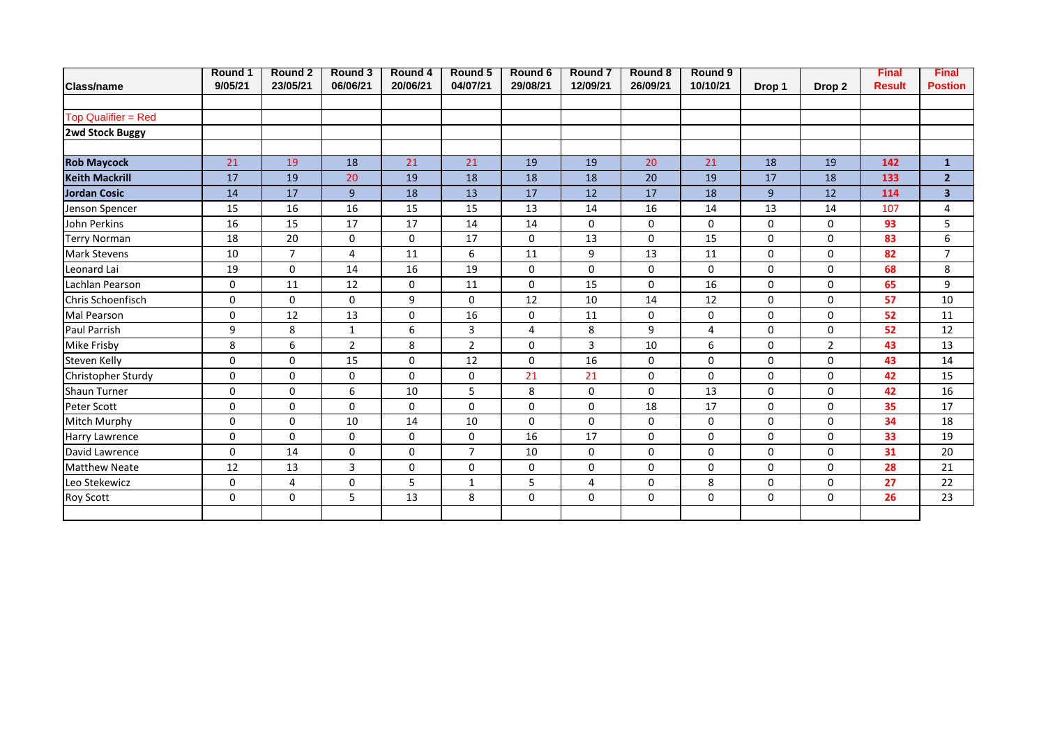| Class/name | Round 1 9/05/21 | Round 2 23/05/21 | Round 3 06/06/21 | Round 4 20/06/21 | Round 5 04/07/21 | Round 6 29/08/21 | Round 7 12/09/21 | Round 8 26/09/21 | Round 9 10/10/21 | Drop 1 | Drop 2 | Final Result | Final Postion |
|---|---|---|---|---|---|---|---|---|---|---|---|---|---|
| Top Qualifier = Red | | | | | | | | | | | | | |
| **2wd Stock Buggy** | | | | | | | | | | | | | |
| **Rob Maycock** | 21 | 19 | 18 | 21 | 21 | 19 | 19 | 20 | 21 | 18 | 19 | **142** | **1** |
| **Keith Mackrill** | 17 | 19 | 20 | 19 | 18 | 18 | 18 | 20 | 19 | 17 | 18 | **133** | **2** |
| **Jordan Cosic** | 14 | 17 | 9 | 18 | 13 | 17 | 12 | 17 | 18 | 9 | 12 | **114** | **3** |
| Jenson Spencer | 15 | 16 | 16 | 15 | 15 | 13 | 14 | 16 | 14 | 13 | 14 | 107 | 4 |
| John Perkins | 16 | 15 | 17 | 17 | 14 | 14 | 0 | 0 | 0 | 0 | 0 | **93** | 5 |
| Terry Norman | 18 | 20 | 0 | 0 | 17 | 0 | 13 | 0 | 15 | 0 | 0 | **83** | 6 |
| Mark Stevens | 10 | 7 | 4 | 11 | 6 | 11 | 9 | 13 | 11 | 0 | 0 | **82** | 7 |
| Leonard Lai | 19 | 0 | 14 | 16 | 19 | 0 | 0 | 0 | 0 | 0 | 0 | **68** | 8 |
| Lachlan Pearson | 0 | 11 | 12 | 0 | 11 | 0 | 15 | 0 | 16 | 0 | 0 | **65** | 9 |
| Chris Schoenfisch | 0 | 0 | 0 | 9 | 0 | 12 | 10 | 14 | 12 | 0 | 0 | **57** | 10 |
| Mal Pearson | 0 | 12 | 13 | 0 | 16 | 0 | 11 | 0 | 0 | 0 | 0 | **52** | 11 |
| Paul Parrish | 9 | 8 | 1 | 6 | 3 | 4 | 8 | 9 | 4 | 0 | 0 | **52** | 12 |
| Mike Frisby | 8 | 6 | 2 | 8 | 2 | 0 | 3 | 10 | 6 | 0 | 2 | **43** | 13 |
| Steven Kelly | 0 | 0 | 15 | 0 | 12 | 0 | 16 | 0 | 0 | 0 | 0 | **43** | 14 |
| Christopher Sturdy | 0 | 0 | 0 | 0 | 0 | 21 | 21 | 0 | 0 | 0 | 0 | **42** | 15 |
| Shaun Turner | 0 | 0 | 6 | 10 | 5 | 8 | 0 | 0 | 13 | 0 | 0 | **42** | 16 |
| Peter Scott | 0 | 0 | 0 | 0 | 0 | 0 | 0 | 18 | 17 | 0 | 0 | **35** | 17 |
| Mitch Murphy | 0 | 0 | 10 | 14 | 10 | 0 | 0 | 0 | 0 | 0 | 0 | **34** | 18 |
| Harry Lawrence | 0 | 0 | 0 | 0 | 0 | 16 | 17 | 0 | 0 | 0 | 0 | **33** | 19 |
| David Lawrence | 0 | 14 | 0 | 0 | 7 | 10 | 0 | 0 | 0 | 0 | 0 | **31** | 20 |
| Matthew Neate | 12 | 13 | 3 | 0 | 0 | 0 | 0 | 0 | 0 | 0 | 0 | **28** | 21 |
| Leo Stekewicz | 0 | 4 | 0 | 5 | 1 | 5 | 4 | 0 | 8 | 0 | 0 | **27** | 22 |
| Roy Scott | 0 | 0 | 5 | 13 | 8 | 0 | 0 | 0 | 0 | 0 | 0 | **26** | 23 |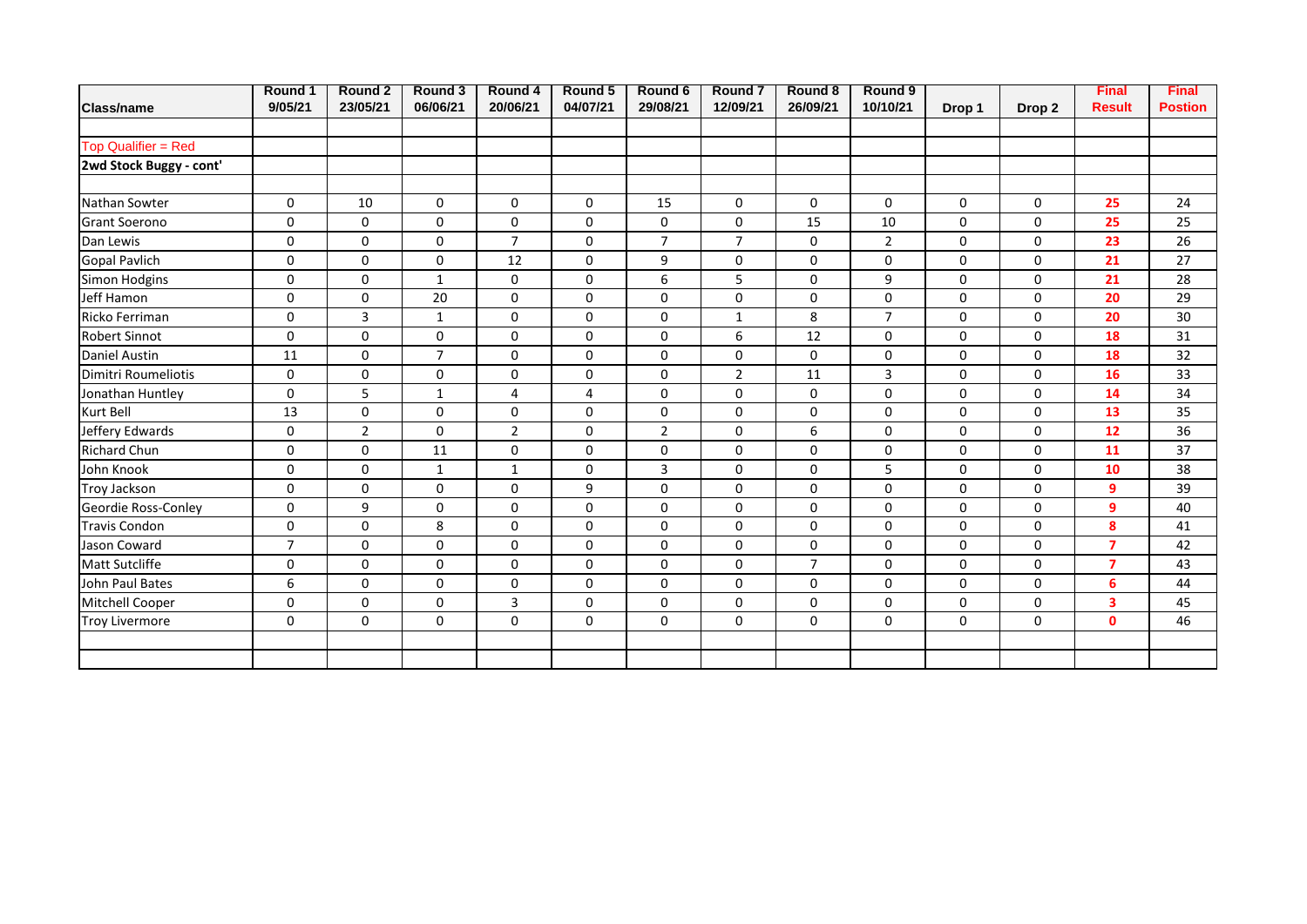| Class/name | Round 1 9/05/21 | Round 2 23/05/21 | Round 3 06/06/21 | Round 4 20/06/21 | Round 5 04/07/21 | Round 6 29/08/21 | Round 7 12/09/21 | Round 8 26/09/21 | Round 9 10/10/21 | Drop 1 | Drop 2 | Final Result | Final Postion |
|---|---|---|---|---|---|---|---|---|---|---|---|---|---|
| | | | | | | | | | | | | | |
| Top Qualifier = Red | | | | | | | | | | | | | |
| **2wd Stock Buggy - cont'** | | | | | | | | | | | | | |
| | | | | | | | | | | | | | |
| Nathan Sowter | 0 | 10 | 0 | 0 | 0 | 15 | 0 | 0 | 0 | 0 | 0 | **25** | 24 |
| Grant Soerono | 0 | 0 | 0 | 0 | 0 | 0 | 0 | 15 | 10 | 0 | 0 | **25** | 25 |
| Dan Lewis | 0 | 0 | 0 | 7 | 0 | 7 | 7 | 0 | 2 | 0 | 0 | **23** | 26 |
| Gopal Pavlich | 0 | 0 | 0 | 12 | 0 | 9 | 0 | 0 | 0 | 0 | 0 | **21** | 27 |
| Simon Hodgins | 0 | 0 | 1 | 0 | 0 | 6 | 5 | 0 | 9 | 0 | 0 | **21** | 28 |
| Jeff Hamon | 0 | 0 | 20 | 0 | 0 | 0 | 0 | 0 | 0 | 0 | 0 | **20** | 29 |
| Ricko Ferriman | 0 | 3 | 1 | 0 | 0 | 0 | 1 | 8 | 7 | 0 | 0 | **20** | 30 |
| Robert Sinnot | 0 | 0 | 0 | 0 | 0 | 0 | 6 | 12 | 0 | 0 | 0 | **18** | 31 |
| Daniel Austin | 11 | 0 | 7 | 0 | 0 | 0 | 0 | 0 | 0 | 0 | 0 | **18** | 32 |
| Dimitri Roumeliotis | 0 | 0 | 0 | 0 | 0 | 0 | 2 | 11 | 3 | 0 | 0 | **16** | 33 |
| Jonathan Huntley | 0 | 5 | 1 | 4 | 4 | 0 | 0 | 0 | 0 | 0 | 0 | **14** | 34 |
| Kurt Bell | 13 | 0 | 0 | 0 | 0 | 0 | 0 | 0 | 0 | 0 | 0 | **13** | 35 |
| Jeffery Edwards | 0 | 2 | 0 | 2 | 0 | 2 | 0 | 6 | 0 | 0 | 0 | **12** | 36 |
| Richard Chun | 0 | 0 | 11 | 0 | 0 | 0 | 0 | 0 | 0 | 0 | 0 | **11** | 37 |
| John Knook | 0 | 0 | 1 | 1 | 0 | 3 | 0 | 0 | 5 | 0 | 0 | **10** | 38 |
| Troy Jackson | 0 | 0 | 0 | 0 | 9 | 0 | 0 | 0 | 0 | 0 | 0 | **9** | 39 |
| Geordie Ross-Conley | 0 | 9 | 0 | 0 | 0 | 0 | 0 | 0 | 0 | 0 | 0 | **9** | 40 |
| Travis Condon | 0 | 0 | 8 | 0 | 0 | 0 | 0 | 0 | 0 | 0 | 0 | **8** | 41 |
| Jason Coward | 7 | 0 | 0 | 0 | 0 | 0 | 0 | 0 | 0 | 0 | 0 | **7** | 42 |
| Matt Sutcliffe | 0 | 0 | 0 | 0 | 0 | 0 | 0 | 7 | 0 | 0 | 0 | **7** | 43 |
| John Paul Bates | 6 | 0 | 0 | 0 | 0 | 0 | 0 | 0 | 0 | 0 | 0 | **6** | 44 |
| Mitchell Cooper | 0 | 0 | 0 | 3 | 0 | 0 | 0 | 0 | 0 | 0 | 0 | **3** | 45 |
| Troy Livermore | 0 | 0 | 0 | 0 | 0 | 0 | 0 | 0 | 0 | 0 | 0 | **0** | 46 |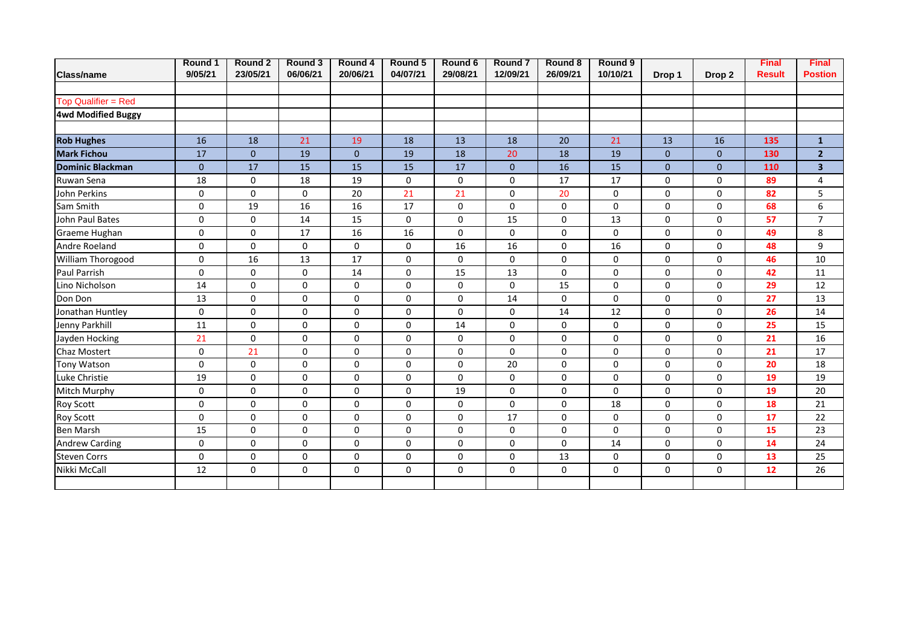| Class/name | Round 1 9/05/21 | Round 2 23/05/21 | Round 3 06/06/21 | Round 4 20/06/21 | Round 5 04/07/21 | Round 6 29/08/21 | Round 7 12/09/21 | Round 8 26/09/21 | Round 9 10/10/21 | Drop 1 | Drop 2 | Final Result | Final Postion |
|---|---|---|---|---|---|---|---|---|---|---|---|---|---|
| | | | | | | | | | | | | | |
| Top Qualifier = Red | | | | | | | | | | | | | |
| **4wd Modified Buggy** | | | | | | | | | | | | | |
| | | | | | | | | | | | | | |
| **Rob Hughes** | 16 | 18 | 21 | 19 | 18 | 13 | 18 | 20 | 21 | 13 | 16 | **135** | **1** |
| **Mark Fichou** | 17 | 0 | 19 | 0 | 19 | 18 | 20 | 18 | 19 | 0 | 0 | **130** | **2** |
| **Dominic Blackman** | 0 | 17 | 15 | 15 | 15 | 17 | 0 | 16 | 15 | 0 | 0 | **110** | **3** |
| Ruwan Sena | 18 | 0 | 18 | 19 | 0 | 0 | 0 | 17 | 17 | 0 | 0 | **89** | 4 |
| John Perkins | 0 | 0 | 0 | 20 | 21 | 21 | 0 | 20 | 0 | 0 | 0 | **82** | 5 |
| Sam Smith | 0 | 19 | 16 | 16 | 17 | 0 | 0 | 0 | 0 | 0 | 0 | **68** | 6 |
| John Paul Bates | 0 | 0 | 14 | 15 | 0 | 0 | 15 | 0 | 13 | 0 | 0 | **57** | 7 |
| Graeme Hughan | 0 | 0 | 17 | 16 | 16 | 0 | 0 | 0 | 0 | 0 | 0 | **49** | 8 |
| Andre Roeland | 0 | 0 | 0 | 0 | 0 | 16 | 16 | 0 | 16 | 0 | 0 | **48** | 9 |
| William Thorogood | 0 | 16 | 13 | 17 | 0 | 0 | 0 | 0 | 0 | 0 | 0 | **46** | 10 |
| Paul Parrish | 0 | 0 | 0 | 14 | 0 | 15 | 13 | 0 | 0 | 0 | 0 | **42** | 11 |
| Lino Nicholson | 14 | 0 | 0 | 0 | 0 | 0 | 0 | 15 | 0 | 0 | 0 | **29** | 12 |
| Don Don | 13 | 0 | 0 | 0 | 0 | 0 | 14 | 0 | 0 | 0 | 0 | **27** | 13 |
| Jonathan Huntley | 0 | 0 | 0 | 0 | 0 | 0 | 0 | 14 | 12 | 0 | 0 | **26** | 14 |
| Jenny Parkhill | 11 | 0 | 0 | 0 | 0 | 14 | 0 | 0 | 0 | 0 | 0 | **25** | 15 |
| Jayden Hocking | 21 | 0 | 0 | 0 | 0 | 0 | 0 | 0 | 0 | 0 | 0 | **21** | 16 |
| Chaz Mostert | 0 | 21 | 0 | 0 | 0 | 0 | 0 | 0 | 0 | 0 | 0 | **21** | 17 |
| Tony Watson | 0 | 0 | 0 | 0 | 0 | 0 | 20 | 0 | 0 | 0 | 0 | **20** | 18 |
| Luke Christie | 19 | 0 | 0 | 0 | 0 | 0 | 0 | 0 | 0 | 0 | 0 | **19** | 19 |
| Mitch Murphy | 0 | 0 | 0 | 0 | 0 | 19 | 0 | 0 | 0 | 0 | 0 | **19** | 20 |
| Roy Scott | 0 | 0 | 0 | 0 | 0 | 0 | 0 | 0 | 18 | 0 | 0 | **18** | 21 |
| Roy Scott | 0 | 0 | 0 | 0 | 0 | 0 | 17 | 0 | 0 | 0 | 0 | **17** | 22 |
| Ben Marsh | 15 | 0 | 0 | 0 | 0 | 0 | 0 | 0 | 0 | 0 | 0 | **15** | 23 |
| Andrew Carding | 0 | 0 | 0 | 0 | 0 | 0 | 0 | 0 | 14 | 0 | 0 | **14** | 24 |
| Steven Corrs | 0 | 0 | 0 | 0 | 0 | 0 | 0 | 13 | 0 | 0 | 0 | **13** | 25 |
| Nikki McCall | 12 | 0 | 0 | 0 | 0 | 0 | 0 | 0 | 0 | 0 | 0 | **12** | 26 |
| | | | | | | | | | | | | | |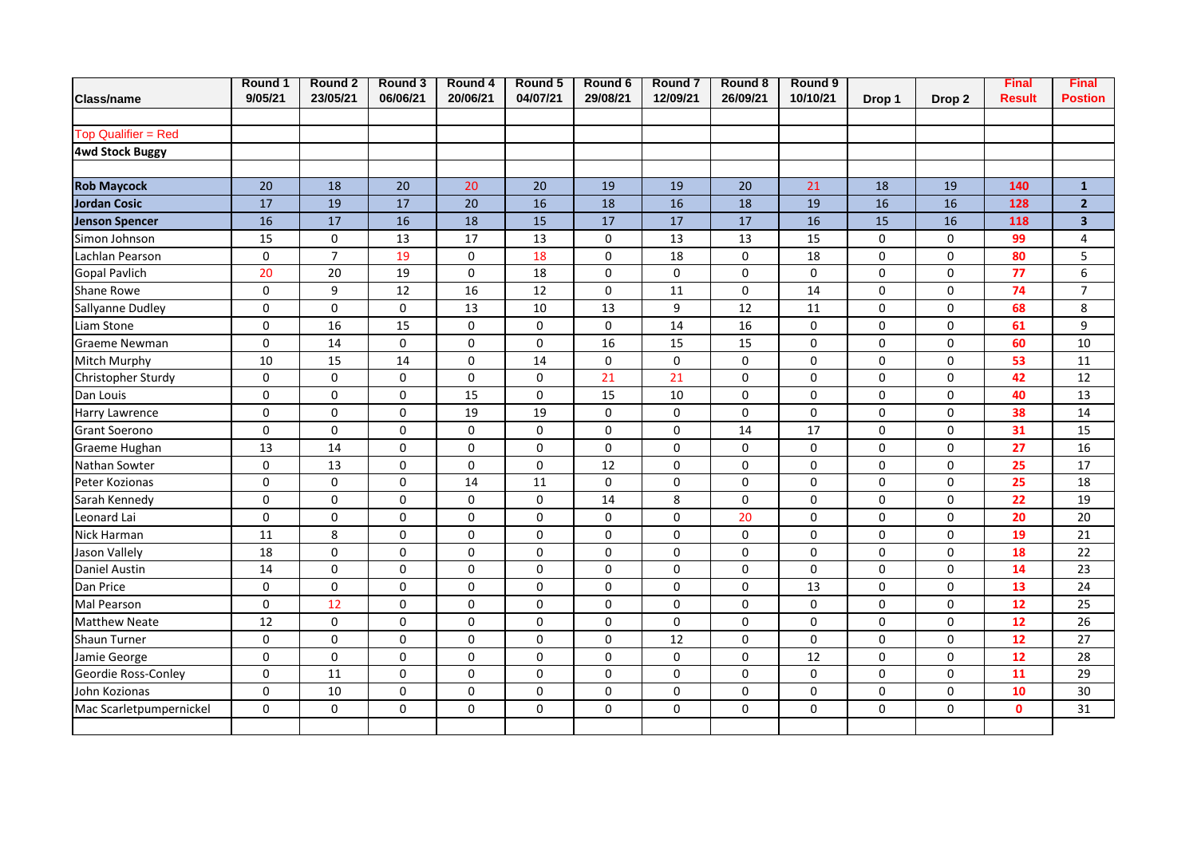| Class/name | Round 1 9/05/21 | Round 2 23/05/21 | Round 3 06/06/21 | Round 4 20/06/21 | Round 5 04/07/21 | Round 6 29/08/21 | Round 7 12/09/21 | Round 8 26/09/21 | Round 9 10/10/21 | Drop 1 | Drop 2 | Final Result | Final Postion |
|---|---|---|---|---|---|---|---|---|---|---|---|---|---|
| | | | | | | | | | | | | | |
| Top Qualifier = Red | | | | | | | | | | | | | |
| **4wd Stock Buggy** | | | | | | | | | | | | | |
| | | | | | | | | | | | | | |
| **Rob Maycock** | 20 | 18 | 20 | 20 | 20 | 19 | 19 | 20 | 21 | 18 | 19 | **140** | **1** |
| **Jordan Cosic** | 17 | 19 | 17 | 20 | 16 | 18 | 16 | 18 | 19 | 16 | 16 | **128** | **2** |
| **Jenson Spencer** | 16 | 17 | 16 | 18 | 15 | 17 | 17 | 17 | 16 | 15 | 16 | **118** | **3** |
| Simon Johnson | 15 | 0 | 13 | 17 | 13 | 0 | 13 | 13 | 15 | 0 | 0 | **99** | 4 |
| Lachlan Pearson | 0 | 7 | 19 | 0 | 18 | 0 | 18 | 0 | 18 | 0 | 0 | **80** | 5 |
| Gopal Pavlich | 20 | 20 | 19 | 0 | 18 | 0 | 0 | 0 | 0 | 0 | 0 | **77** | 6 |
| Shane Rowe | 0 | 9 | 12 | 16 | 12 | 0 | 11 | 0 | 14 | 0 | 0 | **74** | 7 |
| Sallyanne Dudley | 0 | 0 | 0 | 13 | 10 | 13 | 9 | 12 | 11 | 0 | 0 | **68** | 8 |
| Liam Stone | 0 | 16 | 15 | 0 | 0 | 0 | 14 | 16 | 0 | 0 | 0 | **61** | 9 |
| Graeme Newman | 0 | 14 | 0 | 0 | 0 | 16 | 15 | 15 | 0 | 0 | 0 | **60** | 10 |
| Mitch Murphy | 10 | 15 | 14 | 0 | 14 | 0 | 0 | 0 | 0 | 0 | 0 | **53** | 11 |
| Christopher Sturdy | 0 | 0 | 0 | 0 | 0 | 21 | 21 | 0 | 0 | 0 | 0 | **42** | 12 |
| Dan Louis | 0 | 0 | 0 | 15 | 0 | 15 | 10 | 0 | 0 | 0 | 0 | **40** | 13 |
| Harry Lawrence | 0 | 0 | 0 | 19 | 19 | 0 | 0 | 0 | 0 | 0 | 0 | **38** | 14 |
| Grant Soerono | 0 | 0 | 0 | 0 | 0 | 0 | 0 | 14 | 17 | 0 | 0 | **31** | 15 |
| Graeme Hughan | 13 | 14 | 0 | 0 | 0 | 0 | 0 | 0 | 0 | 0 | 0 | **27** | 16 |
| Nathan Sowter | 0 | 13 | 0 | 0 | 0 | 12 | 0 | 0 | 0 | 0 | 0 | **25** | 17 |
| Peter Kozionas | 0 | 0 | 0 | 14 | 11 | 0 | 0 | 0 | 0 | 0 | 0 | **25** | 18 |
| Sarah Kennedy | 0 | 0 | 0 | 0 | 0 | 14 | 8 | 0 | 0 | 0 | 0 | **22** | 19 |
| Leonard Lai | 0 | 0 | 0 | 0 | 0 | 0 | 0 | 20 | 0 | 0 | 0 | **20** | 20 |
| Nick Harman | 11 | 8 | 0 | 0 | 0 | 0 | 0 | 0 | 0 | 0 | 0 | **19** | 21 |
| Jason Vallely | 18 | 0 | 0 | 0 | 0 | 0 | 0 | 0 | 0 | 0 | 0 | **18** | 22 |
| Daniel Austin | 14 | 0 | 0 | 0 | 0 | 0 | 0 | 0 | 0 | 0 | 0 | **14** | 23 |
| Dan Price | 0 | 0 | 0 | 0 | 0 | 0 | 0 | 0 | 13 | 0 | 0 | **13** | 24 |
| Mal Pearson | 0 | 12 | 0 | 0 | 0 | 0 | 0 | 0 | 0 | 0 | 0 | **12** | 25 |
| Matthew Neate | 12 | 0 | 0 | 0 | 0 | 0 | 0 | 0 | 0 | 0 | 0 | **12** | 26 |
| Shaun Turner | 0 | 0 | 0 | 0 | 0 | 0 | 12 | 0 | 0 | 0 | 0 | **12** | 27 |
| Jamie George | 0 | 0 | 0 | 0 | 0 | 0 | 0 | 0 | 12 | 0 | 0 | **12** | 28 |
| Geordie Ross-Conley | 0 | 11 | 0 | 0 | 0 | 0 | 0 | 0 | 0 | 0 | 0 | **11** | 29 |
| John Kozionas | 0 | 10 | 0 | 0 | 0 | 0 | 0 | 0 | 0 | 0 | 0 | **10** | 30 |
| Mac Scarletpumpernickel | 0 | 0 | 0 | 0 | 0 | 0 | 0 | 0 | 0 | 0 | 0 | **0** | 31 |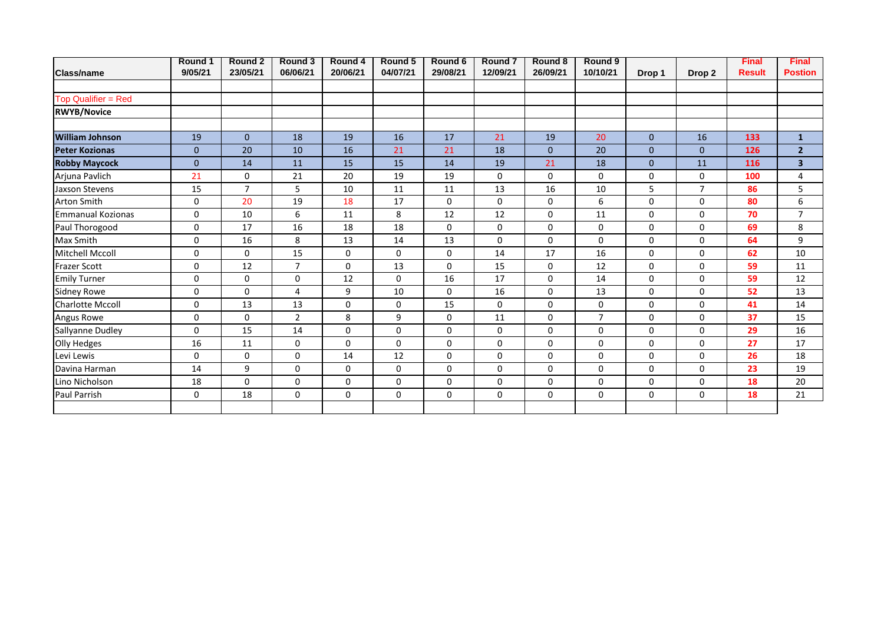| Class/name | Round 1 9/05/21 | Round 2 23/05/21 | Round 3 06/06/21 | Round 4 20/06/21 | Round 5 04/07/21 | Round 6 29/08/21 | Round 7 12/09/21 | Round 8 26/09/21 | Round 9 10/10/21 | Drop 1 | Drop 2 | Final Result | Final Postion |
|---|---|---|---|---|---|---|---|---|---|---|---|---|---|
| | | | | | | | | | | | | | |
| Top Qualifier = Red | | | | | | | | | | | | | |
| **RWYB/Novice** | | | | | | | | | | | | | |
| | | | | | | | | | | | | | |
| **William Johnson** | 19 | 0 | 18 | 19 | 16 | 17 | 21 | 19 | 20 | 0 | 16 | **133** | **1** |
| **Peter Kozionas** | 0 | 20 | 10 | 16 | 21 | 21 | 18 | 0 | 20 | 0 | 0 | **126** | **2** |
| **Robby Maycock** | 0 | 14 | 11 | 15 | 15 | 14 | 19 | 21 | 18 | 0 | 11 | **116** | **3** |
| Arjuna Pavlich | 21 | 0 | 21 | 20 | 19 | 19 | 0 | 0 | 0 | 0 | 0 | **100** | 4 |
| Jaxson Stevens | 15 | 7 | 5 | 10 | 11 | 11 | 13 | 16 | 10 | 5 | 7 | **86** | 5 |
| Arton Smith | 0 | 20 | 19 | 18 | 17 | 0 | 0 | 0 | 6 | 0 | 0 | **80** | 6 |
| Emmanual Kozionas | 0 | 10 | 6 | 11 | 8 | 12 | 12 | 0 | 11 | 0 | 0 | **70** | 7 |
| Paul Thorogood | 0 | 17 | 16 | 18 | 18 | 0 | 0 | 0 | 0 | 0 | 0 | **69** | 8 |
| Max Smith | 0 | 16 | 8 | 13 | 14 | 13 | 0 | 0 | 0 | 0 | 0 | **64** | 9 |
| Mitchell Mccoll | 0 | 0 | 15 | 0 | 0 | 0 | 14 | 17 | 16 | 0 | 0 | **62** | 10 |
| Frazer Scott | 0 | 12 | 7 | 0 | 13 | 0 | 15 | 0 | 12 | 0 | 0 | **59** | 11 |
| Emily Turner | 0 | 0 | 0 | 12 | 0 | 16 | 17 | 0 | 14 | 0 | 0 | **59** | 12 |
| Sidney Rowe | 0 | 0 | 4 | 9 | 10 | 0 | 16 | 0 | 13 | 0 | 0 | **52** | 13 |
| Charlotte Mccoll | 0 | 13 | 13 | 0 | 0 | 15 | 0 | 0 | 0 | 0 | 0 | **41** | 14 |
| Angus Rowe | 0 | 0 | 2 | 8 | 9 | 0 | 11 | 0 | 7 | 0 | 0 | **37** | 15 |
| Sallyanne Dudley | 0 | 15 | 14 | 0 | 0 | 0 | 0 | 0 | 0 | 0 | 0 | **29** | 16 |
| Olly Hedges | 16 | 11 | 0 | 0 | 0 | 0 | 0 | 0 | 0 | 0 | 0 | **27** | 17 |
| Levi Lewis | 0 | 0 | 0 | 14 | 12 | 0 | 0 | 0 | 0 | 0 | 0 | **26** | 18 |
| Davina Harman | 14 | 9 | 0 | 0 | 0 | 0 | 0 | 0 | 0 | 0 | 0 | **23** | 19 |
| Lino Nicholson | 18 | 0 | 0 | 0 | 0 | 0 | 0 | 0 | 0 | 0 | 0 | **18** | 20 |
| Paul Parrish | 0 | 18 | 0 | 0 | 0 | 0 | 0 | 0 | 0 | 0 | 0 | **18** | 21 |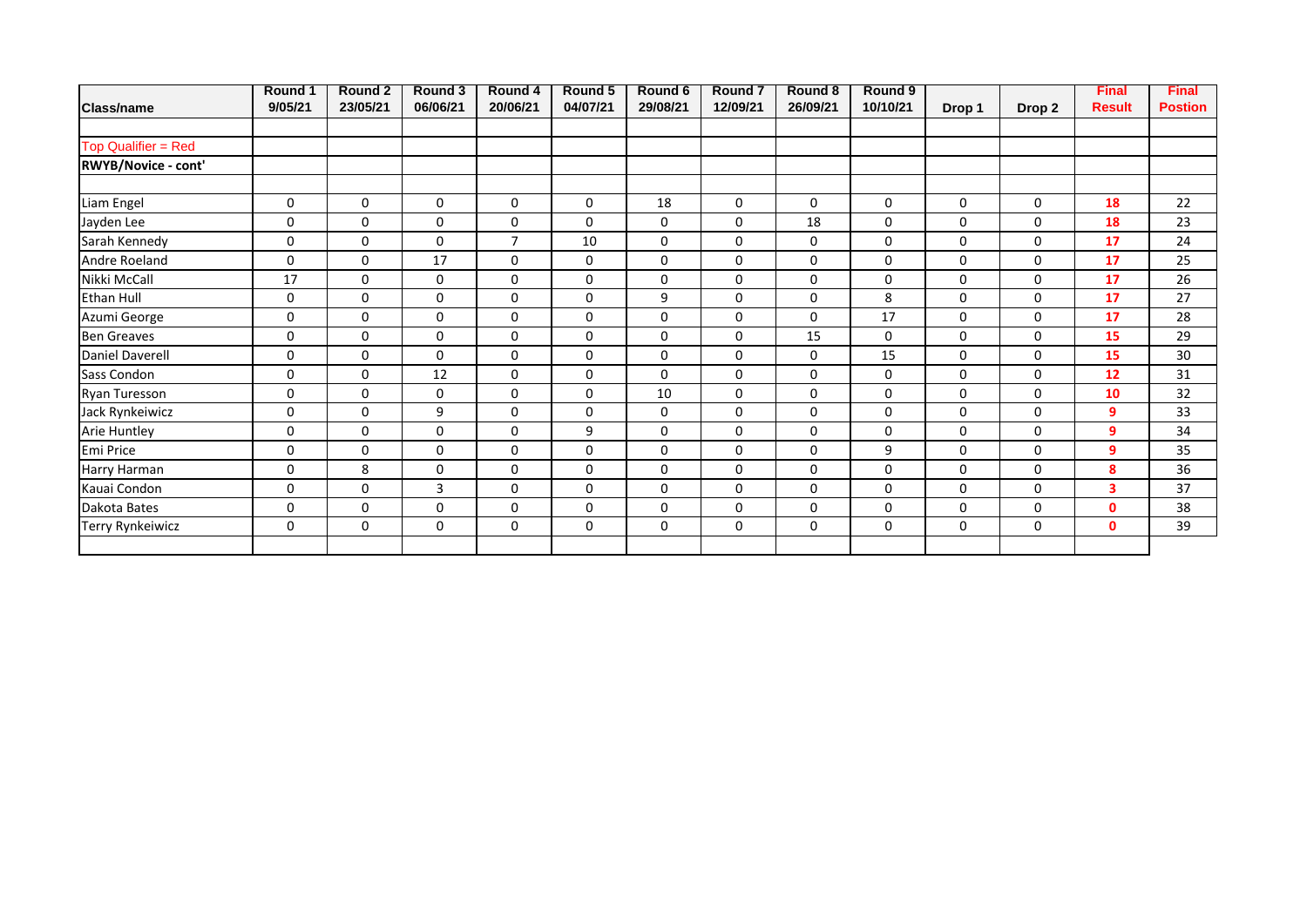| Class/name | Round 1 9/05/21 | Round 2 23/05/21 | Round 3 06/06/21 | Round 4 20/06/21 | Round 5 04/07/21 | Round 6 29/08/21 | Round 7 12/09/21 | Round 8 26/09/21 | Round 9 10/10/21 | Drop 1 | Drop 2 | Final Result | Final Postion |
|---|---|---|---|---|---|---|---|---|---|---|---|---|---|
| | | | | | | | | | | | | | |
| Top Qualifier = Red | | | | | | | | | | | | | |
| **RWYB/Novice - cont'** | | | | | | | | | | | | | |
| | | | | | | | | | | | | | |
| Liam Engel | 0 | 0 | 0 | 0 | 0 | 18 | 0 | 0 | 0 | 0 | 0 | **18** | 22 |
| Jayden Lee | 0 | 0 | 0 | 0 | 0 | 0 | 0 | 18 | 0 | 0 | 0 | **18** | 23 |
| Sarah Kennedy | 0 | 0 | 0 | 7 | 10 | 0 | 0 | 0 | 0 | 0 | 0 | **17** | 24 |
| Andre Roeland | 0 | 0 | 17 | 0 | 0 | 0 | 0 | 0 | 0 | 0 | 0 | **17** | 25 |
| Nikki McCall | 17 | 0 | 0 | 0 | 0 | 0 | 0 | 0 | 0 | 0 | 0 | **17** | 26 |
| Ethan Hull | 0 | 0 | 0 | 0 | 0 | 9 | 0 | 0 | 8 | 0 | 0 | **17** | 27 |
| Azumi George | 0 | 0 | 0 | 0 | 0 | 0 | 0 | 0 | 17 | 0 | 0 | **17** | 28 |
| Ben Greaves | 0 | 0 | 0 | 0 | 0 | 0 | 0 | 15 | 0 | 0 | 0 | **15** | 29 |
| Daniel Daverell | 0 | 0 | 0 | 0 | 0 | 0 | 0 | 0 | 15 | 0 | 0 | **15** | 30 |
| Sass Condon | 0 | 0 | 12 | 0 | 0 | 0 | 0 | 0 | 0 | 0 | 0 | **12** | 31 |
| Ryan Turesson | 0 | 0 | 0 | 0 | 0 | 10 | 0 | 0 | 0 | 0 | 0 | **10** | 32 |
| Jack Rynkeiwicz | 0 | 0 | 9 | 0 | 0 | 0 | 0 | 0 | 0 | 0 | 0 | **9** | 33 |
| Arie Huntley | 0 | 0 | 0 | 0 | 9 | 0 | 0 | 0 | 0 | 0 | 0 | **9** | 34 |
| Emi Price | 0 | 0 | 0 | 0 | 0 | 0 | 0 | 0 | 9 | 0 | 0 | **9** | 35 |
| Harry Harman | 0 | 8 | 0 | 0 | 0 | 0 | 0 | 0 | 0 | 0 | 0 | **8** | 36 |
| Kauai Condon | 0 | 0 | 3 | 0 | 0 | 0 | 0 | 0 | 0 | 0 | 0 | **3** | 37 |
| Dakota Bates | 0 | 0 | 0 | 0 | 0 | 0 | 0 | 0 | 0 | 0 | 0 | **0** | 38 |
| Terry Rynkeiwicz | 0 | 0 | 0 | 0 | 0 | 0 | 0 | 0 | 0 | 0 | 0 | **0** | 39 |
| | | | | | | | | | | | | | |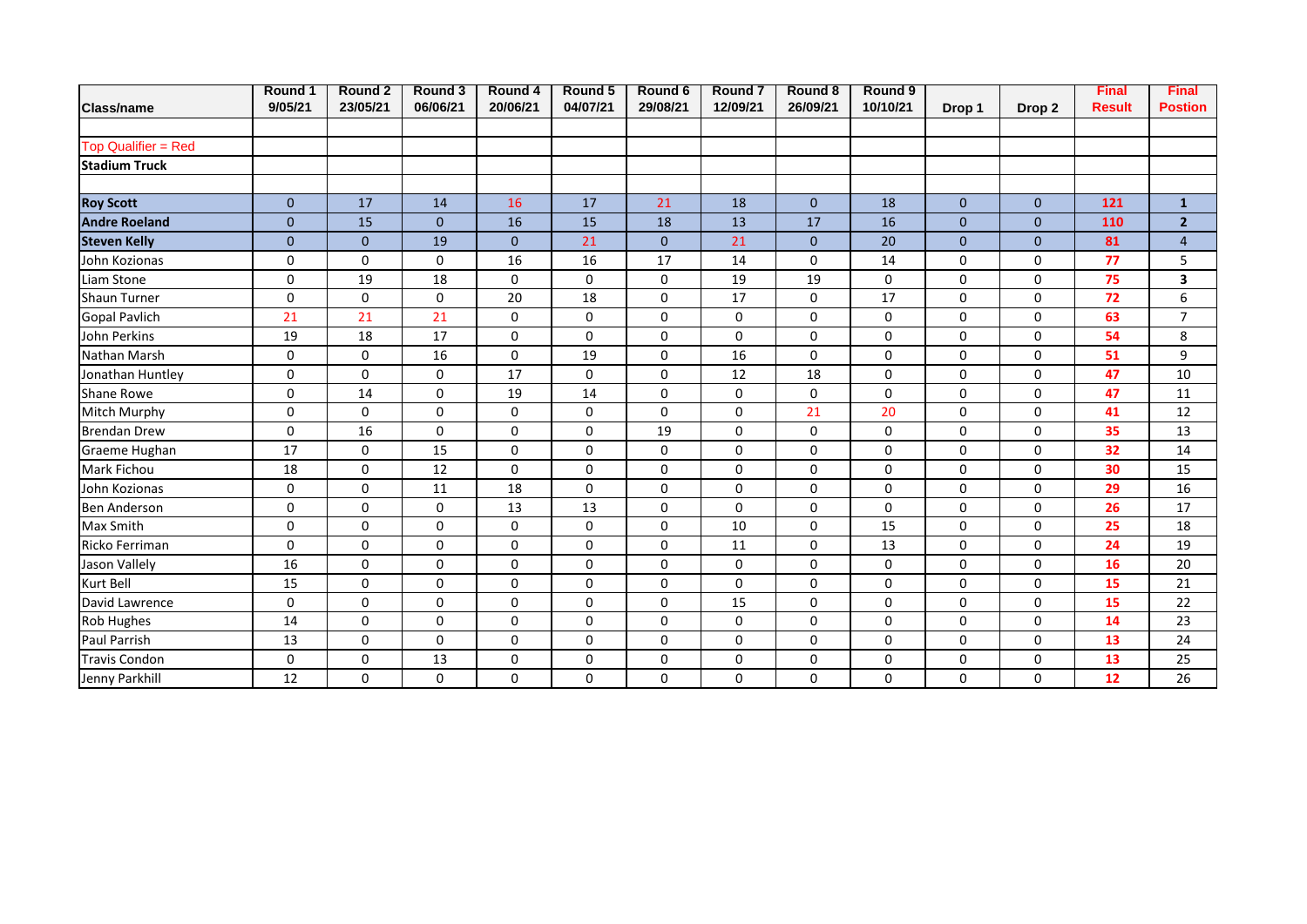| Class/name | Round 1 9/05/21 | Round 2 23/05/21 | Round 3 06/06/21 | Round 4 20/06/21 | Round 5 04/07/21 | Round 6 29/08/21 | Round 7 12/09/21 | Round 8 26/09/21 | Round 9 10/10/21 | Drop 1 | Drop 2 | Final Result | Final Postion |
|---|---|---|---|---|---|---|---|---|---|---|---|---|---|
| | | | | | | | | | | | | | |
| Top Qualifier = Red | | | | | | | | | | | | | |
| **Stadium Truck** | | | | | | | | | | | | | |
| | | | | | | | | | | | | | |
| **Roy Scott** | 0 | 17 | 14 | 16 | 17 | 21 | 18 | 0 | 18 | 0 | 0 | **121** | **1** |
| **Andre Roeland** | 0 | 15 | 0 | 16 | 15 | 18 | 13 | 17 | 16 | 0 | 0 | **110** | **2** |
| **Steven Kelly** | 0 | 0 | 19 | 0 | 21 | 0 | 21 | 0 | 20 | 0 | 0 | **81** | 4 |
| John Kozionas | 0 | 0 | 0 | 16 | 16 | 17 | 14 | 0 | 14 | 0 | 0 | **77** | 5 |
| Liam Stone | 0 | 19 | 18 | 0 | 0 | 0 | 19 | 19 | 0 | 0 | 0 | **75** | **3** |
| Shaun Turner | 0 | 0 | 0 | 20 | 18 | 0 | 17 | 0 | 17 | 0 | 0 | **72** | 6 |
| Gopal Pavlich | 21 | 21 | 21 | 0 | 0 | 0 | 0 | 0 | 0 | 0 | 0 | **63** | 7 |
| John Perkins | 19 | 18 | 17 | 0 | 0 | 0 | 0 | 0 | 0 | 0 | 0 | **54** | 8 |
| Nathan Marsh | 0 | 0 | 16 | 0 | 19 | 0 | 16 | 0 | 0 | 0 | 0 | **51** | 9 |
| Jonathan Huntley | 0 | 0 | 0 | 17 | 0 | 0 | 12 | 18 | 0 | 0 | 0 | **47** | 10 |
| Shane Rowe | 0 | 14 | 0 | 19 | 14 | 0 | 0 | 0 | 0 | 0 | 0 | **47** | 11 |
| Mitch Murphy | 0 | 0 | 0 | 0 | 0 | 0 | 0 | 21 | 20 | 0 | 0 | **41** | 12 |
| Brendan Drew | 0 | 16 | 0 | 0 | 0 | 19 | 0 | 0 | 0 | 0 | 0 | **35** | 13 |
| Graeme Hughan | 17 | 0 | 15 | 0 | 0 | 0 | 0 | 0 | 0 | 0 | 0 | **32** | 14 |
| Mark Fichou | 18 | 0 | 12 | 0 | 0 | 0 | 0 | 0 | 0 | 0 | 0 | **30** | 15 |
| John Kozionas | 0 | 0 | 11 | 18 | 0 | 0 | 0 | 0 | 0 | 0 | 0 | **29** | 16 |
| Ben Anderson | 0 | 0 | 0 | 13 | 13 | 0 | 0 | 0 | 0 | 0 | 0 | **26** | 17 |
| Max Smith | 0 | 0 | 0 | 0 | 0 | 0 | 10 | 0 | 15 | 0 | 0 | **25** | 18 |
| Ricko Ferriman | 0 | 0 | 0 | 0 | 0 | 0 | 11 | 0 | 13 | 0 | 0 | **24** | 19 |
| Jason Vallely | 16 | 0 | 0 | 0 | 0 | 0 | 0 | 0 | 0 | 0 | 0 | **16** | 20 |
| Kurt Bell | 15 | 0 | 0 | 0 | 0 | 0 | 0 | 0 | 0 | 0 | 0 | **15** | 21 |
| David Lawrence | 0 | 0 | 0 | 0 | 0 | 0 | 15 | 0 | 0 | 0 | 0 | **15** | 22 |
| Rob Hughes | 14 | 0 | 0 | 0 | 0 | 0 | 0 | 0 | 0 | 0 | 0 | **14** | 23 |
| Paul Parrish | 13 | 0 | 0 | 0 | 0 | 0 | 0 | 0 | 0 | 0 | 0 | **13** | 24 |
| Travis Condon | 0 | 0 | 13 | 0 | 0 | 0 | 0 | 0 | 0 | 0 | 0 | **13** | 25 |
| Jenny Parkhill | 12 | 0 | 0 | 0 | 0 | 0 | 0 | 0 | 0 | 0 | 0 | **12** | 26 |